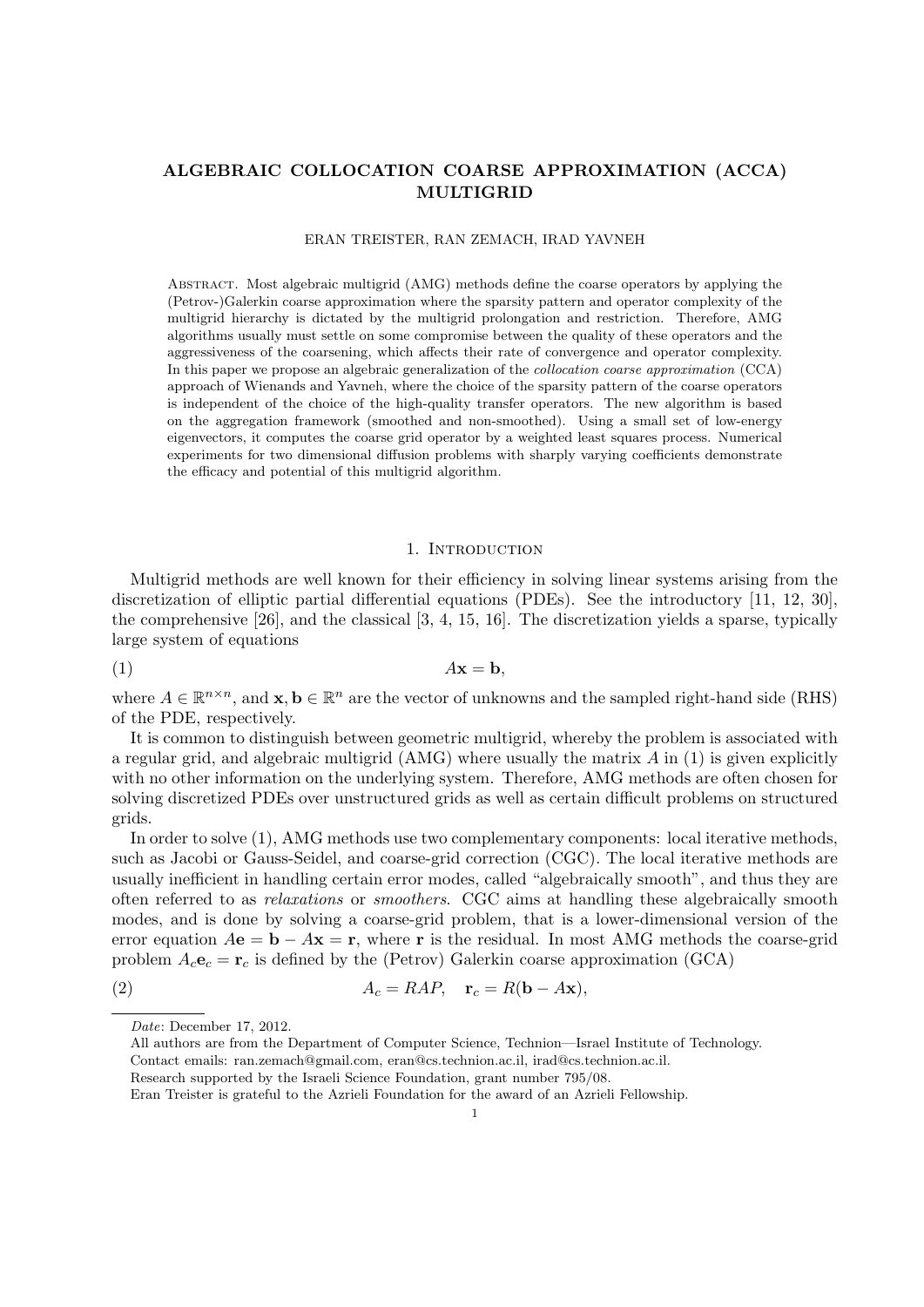# ALGEBRAIC COLLOCATION COARSE APPROXIMATION (ACCA) MULTIGRID

ERAN TREISTER, RAN ZEMACH, IRAD YAVNEH

Abstract. Most algebraic multigrid (AMG) methods define the coarse operators by applying the (Petrov-)Galerkin coarse approximation where the sparsity pattern and operator complexity of the multigrid hierarchy is dictated by the multigrid prolongation and restriction. Therefore, AMG algorithms usually must settle on some compromise between the quality of these operators and the aggressiveness of the coarsening, which affects their rate of convergence and operator complexity. In this paper we propose an algebraic generalization of the *collocation coarse approximation* (CCA) approach of Wienands and Yavneh, where the choice of the sparsity pattern of the coarse operators is independent of the choice of the high-quality transfer operators. The new algorithm is based on the aggregation framework (smoothed and non-smoothed). Using a small set of low-energy eigenvectors, it computes the coarse grid operator by a weighted least squares process. Numerical experiments for two dimensional diffusion problems with sharply varying coefficients demonstrate the efficacy and potential of this multigrid algorithm.

## 1. Introduction

Multigrid methods are well known for their efficiency in solving linear systems arising from the discretization of elliptic partial differential equations (PDEs). See the introductory [11, 12, 30], the comprehensive [26], and the classical [3, 4, 15, 16]. The discretization yields a sparse, typically large system of equations

$$A\mathbf{x} = \mathbf{b}, \tag{1}$$

where $A \in \mathbb{R}^{n \times n}$, and $\mathbf{x}, \mathbf{b} \in \mathbb{R}^n$ are the vector of unknowns and the sampled right-hand side (RHS) of the PDE, respectively.

It is common to distinguish between geometric multigrid, whereby the problem is associated with a regular grid, and algebraic multigrid (AMG) where usually the matrix $A$ in (1) is given explicitly with no other information on the underlying system. Therefore, AMG methods are often chosen for solving discretized PDEs over unstructured grids as well as certain difficult problems on structured grids.

In order to solve (1), AMG methods use two complementary components: local iterative methods, such as Jacobi or Gauss-Seidel, and coarse-grid correction (CGC). The local iterative methods are usually inefficient in handling certain error modes, called "algebraically smooth", and thus they are often referred to as *relaxations* or *smoothers*. CGC aims at handling these algebraically smooth modes, and is done by solving a coarse-grid problem, that is a lower-dimensional version of the error equation $A\mathbf{e} = \mathbf{b} - A\mathbf{x} = \mathbf{r}$, where $\mathbf{r}$ is the residual. In most AMG methods the coarse-grid problem $A_c\mathbf{e}_c = \mathbf{r}_c$ is defined by the (Petrov) Galerkin coarse approximation (GCA)

$$A_c = RAP, \quad \mathbf{r}_c = R(\mathbf{b} - A\mathbf{x}), \tag{2}$$

---

*Date*: December 17, 2012.

All authors are from the Department of Computer Science, Technion—Israel Institute of Technology.

Contact emails: ran.zemach@gmail.com, eran@cs.technion.ac.il, irad@cs.technion.ac.il.

Research supported by the Israeli Science Foundation, grant number 795/08.

Eran Treister is grateful to the Azrieli Foundation for the award of an Azrieli Fellowship.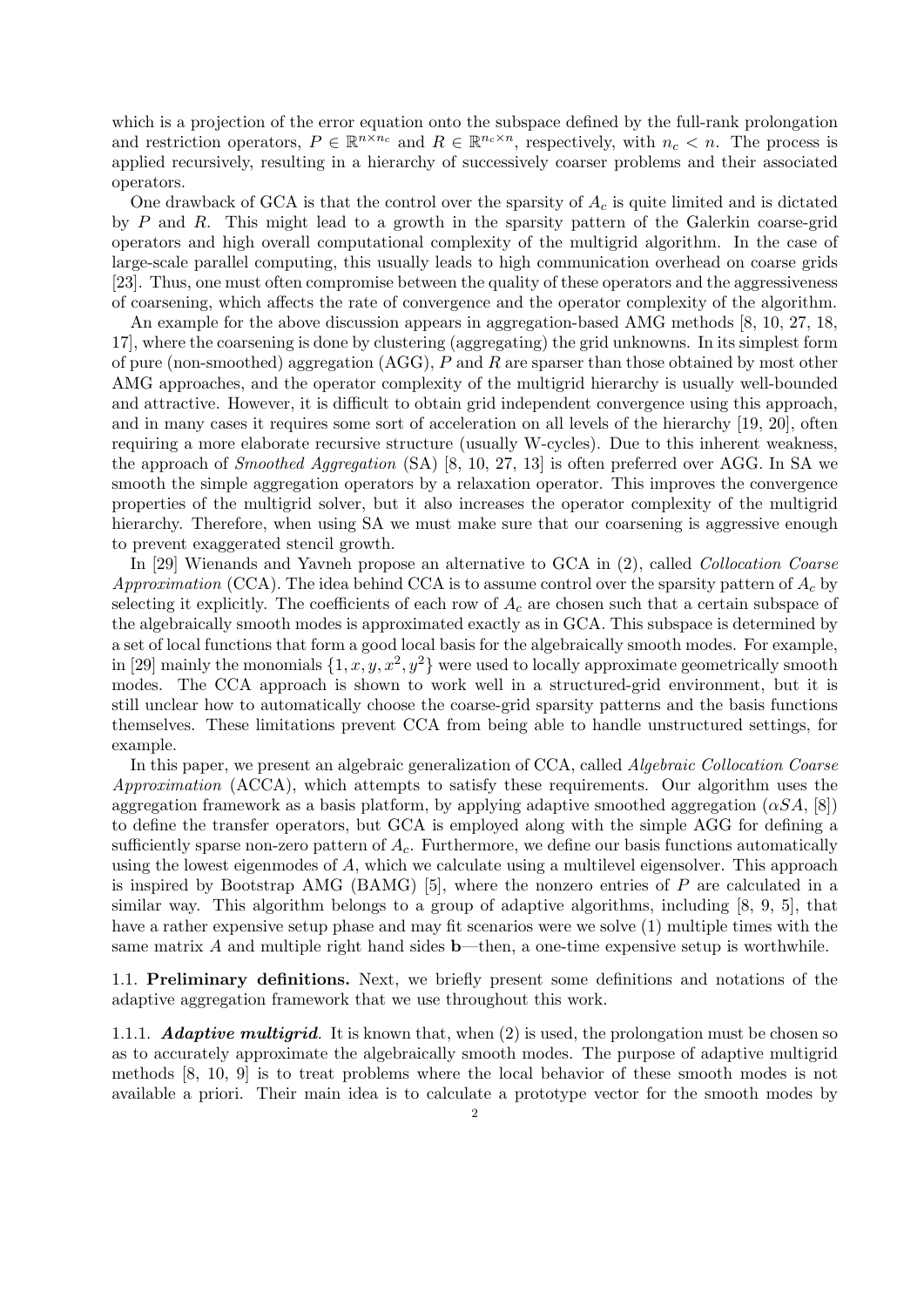which is a projection of the error equation onto the subspace defined by the full-rank prolongation and restriction operators, $P \in \mathbb{R}^{n \times n_c}$ and $R \in \mathbb{R}^{n_c \times n}$, respectively, with $n_c < n$. The process is applied recursively, resulting in a hierarchy of successively coarser problems and their associated operators.

One drawback of GCA is that the control over the sparsity of $A_c$ is quite limited and is dictated by $P$ and $R$. This might lead to a growth in the sparsity pattern of the Galerkin coarse-grid operators and high overall computational complexity of the multigrid algorithm. In the case of large-scale parallel computing, this usually leads to high communication overhead on coarse grids [23]. Thus, one must often compromise between the quality of these operators and the aggressiveness of coarsening, which affects the rate of convergence and the operator complexity of the algorithm.

An example for the above discussion appears in aggregation-based AMG methods [8, 10, 27, 18, 17], where the coarsening is done by clustering (aggregating) the grid unknowns. In its simplest form of pure (non-smoothed) aggregation (AGG), $P$ and $R$ are sparser than those obtained by most other AMG approaches, and the operator complexity of the multigrid hierarchy is usually well-bounded and attractive. However, it is difficult to obtain grid independent convergence using this approach, and in many cases it requires some sort of acceleration on all levels of the hierarchy [19, 20], often requiring a more elaborate recursive structure (usually W-cycles). Due to this inherent weakness, the approach of *Smoothed Aggregation* (SA) [8, 10, 27, 13] is often preferred over AGG. In SA we smooth the simple aggregation operators by a relaxation operator. This improves the convergence properties of the multigrid solver, but it also increases the operator complexity of the multigrid hierarchy. Therefore, when using SA we must make sure that our coarsening is aggressive enough to prevent exaggerated stencil growth.

In [29] Wienands and Yavneh propose an alternative to GCA in (2), called *Collocation Coarse Approximation* (CCA). The idea behind CCA is to assume control over the sparsity pattern of $A_c$ by selecting it explicitly. The coefficients of each row of $A_c$ are chosen such that a certain subspace of the algebraically smooth modes is approximated exactly as in GCA. This subspace is determined by a set of local functions that form a good local basis for the algebraically smooth modes. For example, in [29] mainly the monomials $\{1, x, y, x^2, y^2\}$ were used to locally approximate geometrically smooth modes. The CCA approach is shown to work well in a structured-grid environment, but it is still unclear how to automatically choose the coarse-grid sparsity patterns and the basis functions themselves. These limitations prevent CCA from being able to handle unstructured settings, for example.

In this paper, we present an algebraic generalization of CCA, called *Algebraic Collocation Coarse Approximation* (ACCA), which attempts to satisfy these requirements. Our algorithm uses the aggregation framework as a basis platform, by applying adaptive smoothed aggregation ($\alpha SA$, [8]) to define the transfer operators, but GCA is employed along with the simple AGG for defining a sufficiently sparse non-zero pattern of $A_c$. Furthermore, we define our basis functions automatically using the lowest eigenmodes of $A$, which we calculate using a multilevel eigensolver. This approach is inspired by Bootstrap AMG (BAMG) [5], where the nonzero entries of $P$ are calculated in a similar way. This algorithm belongs to a group of adaptive algorithms, including [8, 9, 5], that have a rather expensive setup phase and may fit scenarios were we solve (1) multiple times with the same matrix $A$ and multiple right hand sides $\mathbf{b}$—then, a one-time expensive setup is worthwhile.

## 1.1. Preliminary definitions.

Next, we briefly present some definitions and notations of the adaptive aggregation framework that we use throughout this work.

### 1.1.1. *Adaptive multigrid.*

It is known that, when (2) is used, the prolongation must be chosen so as to accurately approximate the algebraically smooth modes. The purpose of adaptive multigrid methods [8, 10, 9] is to treat problems where the local behavior of these smooth modes is not available a priori. Their main idea is to calculate a prototype vector for the smooth modes by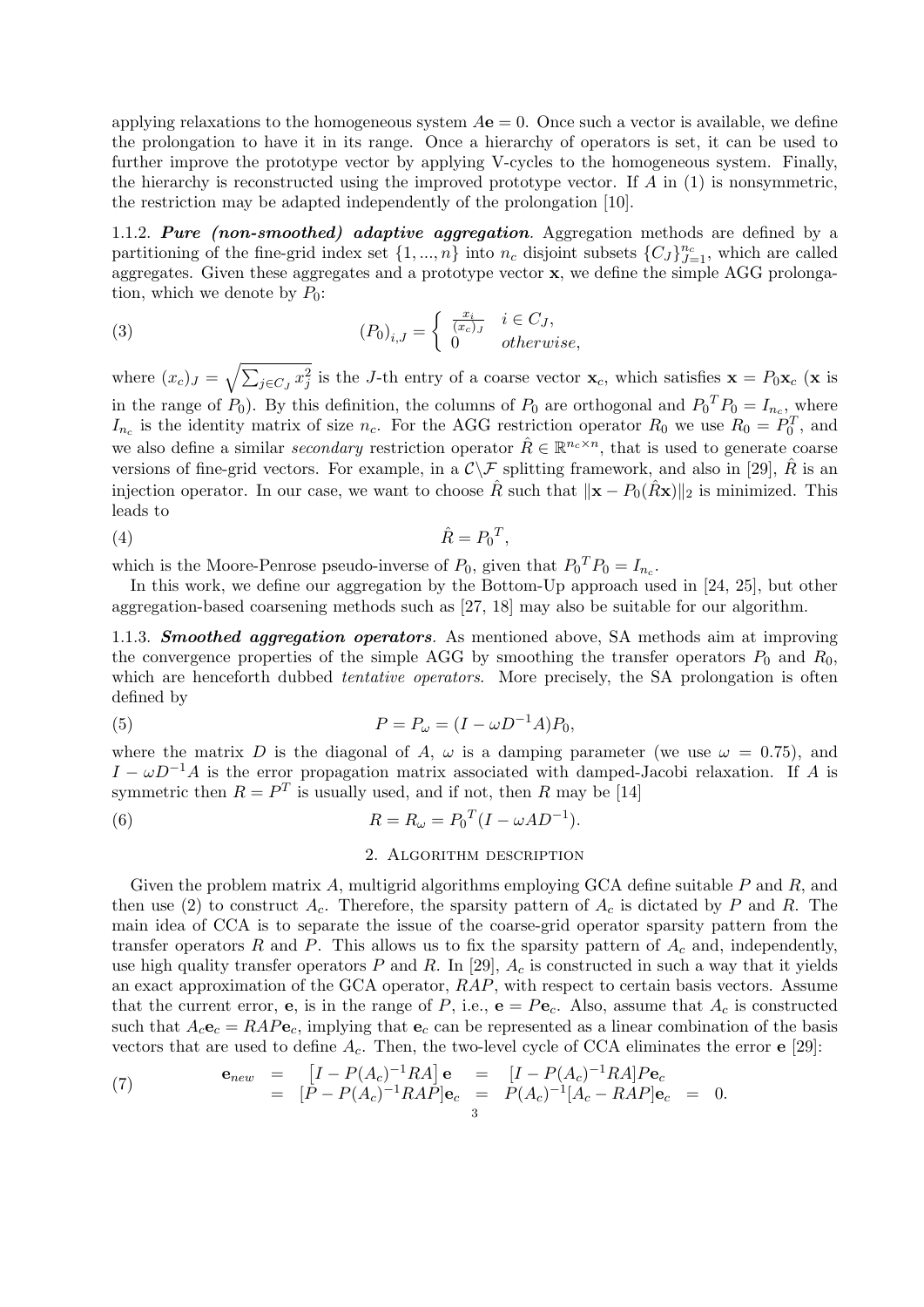applying relaxations to the homogeneous system $A\mathbf{e} = 0$. Once such a vector is available, we define the prolongation to have it in its range. Once a hierarchy of operators is set, it can be used to further improve the prototype vector by applying V-cycles to the homogeneous system. Finally, the hierarchy is reconstructed using the improved prototype vector. If $A$ in (1) is nonsymmetric, the restriction may be adapted independently of the prolongation [10].

#### 1.1.2. ***Pure (non-smoothed) adaptive aggregation***.

Aggregation methods are defined by a partitioning of the fine-grid index set $\{1, ..., n\}$ into $n_c$ disjoint subsets $\{C_J\}_{J=1}^{n_c}$, which are called aggregates. Given these aggregates and a prototype vector $\mathbf{x}$, we define the simple AGG prolongation, which we denote by $P_0$:

$$(P_0)_{i,J} = \begin{cases} \frac{x_i}{(x_c)_J} & i \in C_J, \\ 0 & otherwise, \end{cases} \tag{3}$$

where $(x_c)_J = \sqrt{\sum_{j \in C_J} x_j^2}$ is the $J$-th entry of a coarse vector $\mathbf{x}_c$, which satisfies $\mathbf{x} = P_0 \mathbf{x}_c$ ($\mathbf{x}$ is in the range of $P_0$). By this definition, the columns of $P_0$ are orthogonal and ${P_0}^T P_0 = I_{n_c}$, where $I_{n_c}$ is the identity matrix of size $n_c$. For the AGG restriction operator $R_0$ we use $R_0 = P_0^T$, and we also define a similar *secondary* restriction operator $\hat{R} \in \mathbb{R}^{n_c \times n}$, that is used to generate coarse versions of fine-grid vectors. For example, in a $\mathcal{C}\backslash\mathcal{F}$ splitting framework, and also in [29], $\hat{R}$ is an injection operator. In our case, we want to choose $\hat{R}$ such that $\|\mathbf{x} - P_0(\hat{R}\mathbf{x})\|_2$ is minimized. This leads to

$$\hat{R} = {P_0}^T, \tag{4}$$

which is the Moore-Penrose pseudo-inverse of $P_0$, given that ${P_0}^T P_0 = I_{n_c}$.

In this work, we define our aggregation by the Bottom-Up approach used in [24, 25], but other aggregation-based coarsening methods such as [27, 18] may also be suitable for our algorithm.

#### 1.1.3. ***Smoothed aggregation operators***.

As mentioned above, SA methods aim at improving the convergence properties of the simple AGG by smoothing the transfer operators $P_0$ and $R_0$, which are henceforth dubbed *tentative operators*. More precisely, the SA prolongation is often defined by

$$P = P_\omega = (I - \omega D^{-1} A) P_0, \tag{5}$$

where the matrix $D$ is the diagonal of $A$, $\omega$ is a damping parameter (we use $\omega = 0.75$), and $I - \omega D^{-1} A$ is the error propagation matrix associated with damped-Jacobi relaxation. If $A$ is symmetric then $R = P^T$ is usually used, and if not, then $R$ may be [14]

$$R = R_\omega = {P_0}^T (I - \omega A D^{-1}). \tag{6}$$

## 2. Algorithm description

Given the problem matrix $A$, multigrid algorithms employing GCA define suitable $P$ and $R$, and then use (2) to construct $A_c$. Therefore, the sparsity pattern of $A_c$ is dictated by $P$ and $R$. The main idea of CCA is to separate the issue of the coarse-grid operator sparsity pattern from the transfer operators $R$ and $P$. This allows us to fix the sparsity pattern of $A_c$ and, independently, use high quality transfer operators $P$ and $R$. In [29], $A_c$ is constructed in such a way that it yields an exact approximation of the GCA operator, $RAP$, with respect to certain basis vectors. Assume that the current error, $\mathbf{e}$, is in the range of $P$, i.e., $\mathbf{e} = P\mathbf{e}_c$. Also, assume that $A_c$ is constructed such that $A_c \mathbf{e}_c = RAP\mathbf{e}_c$, implying that $\mathbf{e}_c$ can be represented as a linear combination of the basis vectors that are used to define $A_c$. Then, the two-level cycle of CCA eliminates the error $\mathbf{e}$ [29]:

$$\begin{aligned} \mathbf{e}_{new} &= \left[I - P(A_c)^{-1} RA\right] \mathbf{e} &&= \left[I - P(A_c)^{-1} RA\right] P\mathbf{e}_c \\ &= \left[P - P(A_c)^{-1} RAP\right] \mathbf{e}_c &&= P(A_c)^{-1}\left[A_c - RAP\right] \mathbf{e}_c = 0. \end{aligned} \tag{7}$$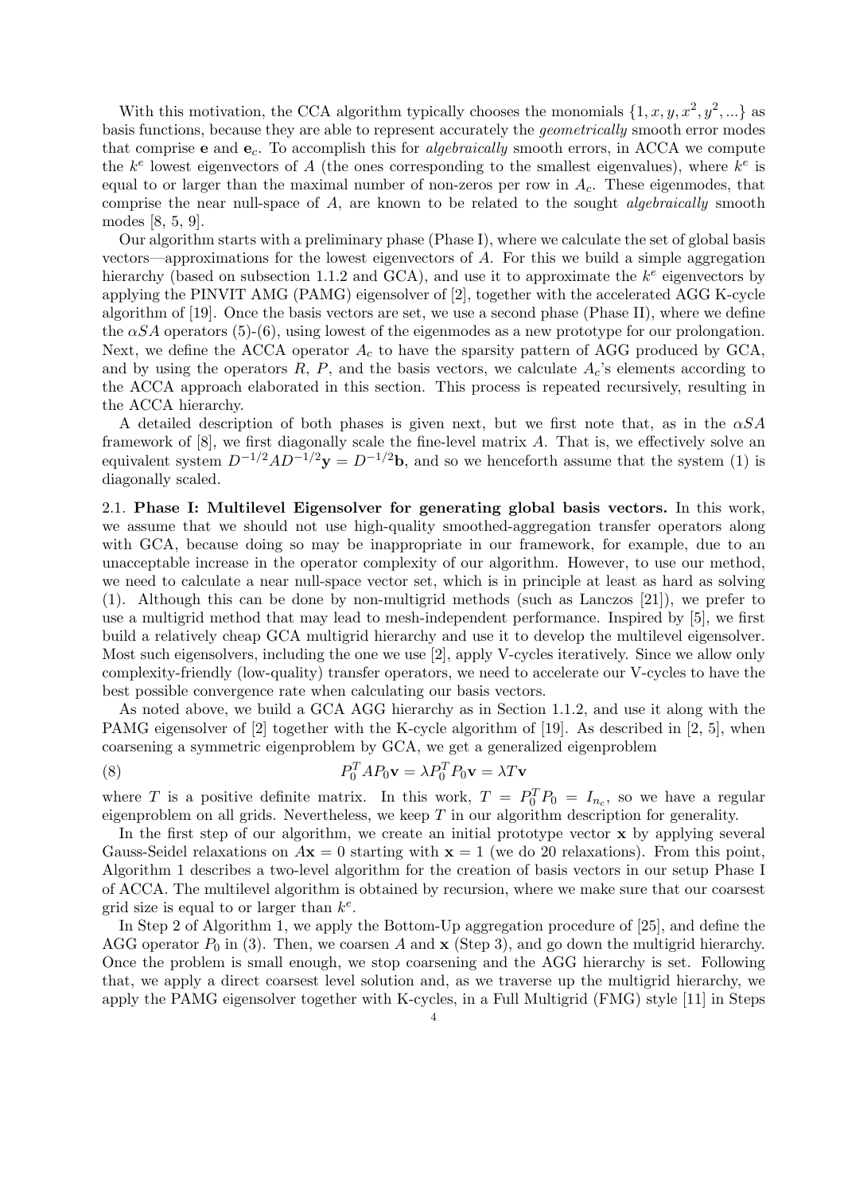With this motivation, the CCA algorithm typically chooses the monomials $\{1, x, y, x^2, y^2, ...\}$ as basis functions, because they are able to represent accurately the *geometrically* smooth error modes that comprise $\mathbf{e}$ and $\mathbf{e}_c$. To accomplish this for *algebraically* smooth errors, in ACCA we compute the $k^e$ lowest eigenvectors of $A$ (the ones corresponding to the smallest eigenvalues), where $k^e$ is equal to or larger than the maximal number of non-zeros per row in $A_c$. These eigenmodes, that comprise the near null-space of $A$, are known to be related to the sought *algebraically* smooth modes [8, 5, 9].

Our algorithm starts with a preliminary phase (Phase I), where we calculate the set of global basis vectors—approximations for the lowest eigenvectors of $A$. For this we build a simple aggregation hierarchy (based on subsection 1.1.2 and GCA), and use it to approximate the $k^e$ eigenvectors by applying the PINVIT AMG (PAMG) eigensolver of [2], together with the accelerated AGG K-cycle algorithm of [19]. Once the basis vectors are set, we use a second phase (Phase II), where we define the $\alpha SA$ operators (5)-(6), using lowest of the eigenmodes as a new prototype for our prolongation. Next, we define the ACCA operator $A_c$ to have the sparsity pattern of AGG produced by GCA, and by using the operators $R$, $P$, and the basis vectors, we calculate $A_c$'s elements according to the ACCA approach elaborated in this section. This process is repeated recursively, resulting in the ACCA hierarchy.

A detailed description of both phases is given next, but we first note that, as in the $\alpha SA$ framework of [8], we first diagonally scale the fine-level matrix $A$. That is, we effectively solve an equivalent system $D^{-1/2}AD^{-1/2}\mathbf{y} = D^{-1/2}\mathbf{b}$, and so we henceforth assume that the system (1) is diagonally scaled.

**2.1. Phase I: Multilevel Eigensolver for generating global basis vectors.** In this work, we assume that we should not use high-quality smoothed-aggregation transfer operators along with GCA, because doing so may be inappropriate in our framework, for example, due to an unacceptable increase in the operator complexity of our algorithm. However, to use our method, we need to calculate a near null-space vector set, which is in principle at least as hard as solving (1). Although this can be done by non-multigrid methods (such as Lanczos [21]), we prefer to use a multigrid method that may lead to mesh-independent performance. Inspired by [5], we first build a relatively cheap GCA multigrid hierarchy and use it to develop the multilevel eigensolver. Most such eigensolvers, including the one we use [2], apply V-cycles iteratively. Since we allow only complexity-friendly (low-quality) transfer operators, we need to accelerate our V-cycles to have the best possible convergence rate when calculating our basis vectors.

As noted above, we build a GCA AGG hierarchy as in Section 1.1.2, and use it along with the PAMG eigensolver of [2] together with the K-cycle algorithm of [19]. As described in [2, 5], when coarsening a symmetric eigenproblem by GCA, we get a generalized eigenproblem

$$P_0^T A P_0 \mathbf{v} = \lambda P_0^T P_0 \mathbf{v} = \lambda T \mathbf{v} \tag{8}$$

where $T$ is a positive definite matrix. In this work, $T = P_0^T P_0 = I_{n_c}$, so we have a regular eigenproblem on all grids. Nevertheless, we keep $T$ in our algorithm description for generality.

In the first step of our algorithm, we create an initial prototype vector $\mathbf{x}$ by applying several Gauss-Seidel relaxations on $A\mathbf{x} = 0$ starting with $\mathbf{x} = 1$ (we do 20 relaxations). From this point, Algorithm 1 describes a two-level algorithm for the creation of basis vectors in our setup Phase I of ACCA. The multilevel algorithm is obtained by recursion, where we make sure that our coarsest grid size is equal to or larger than $k^e$.

In Step 2 of Algorithm 1, we apply the Bottom-Up aggregation procedure of [25], and define the AGG operator $P_0$ in (3). Then, we coarsen $A$ and $\mathbf{x}$ (Step 3), and go down the multigrid hierarchy. Once the problem is small enough, we stop coarsening and the AGG hierarchy is set. Following that, we apply a direct coarsest level solution and, as we traverse up the multigrid hierarchy, we apply the PAMG eigensolver together with K-cycles, in a Full Multigrid (FMG) style [11] in Steps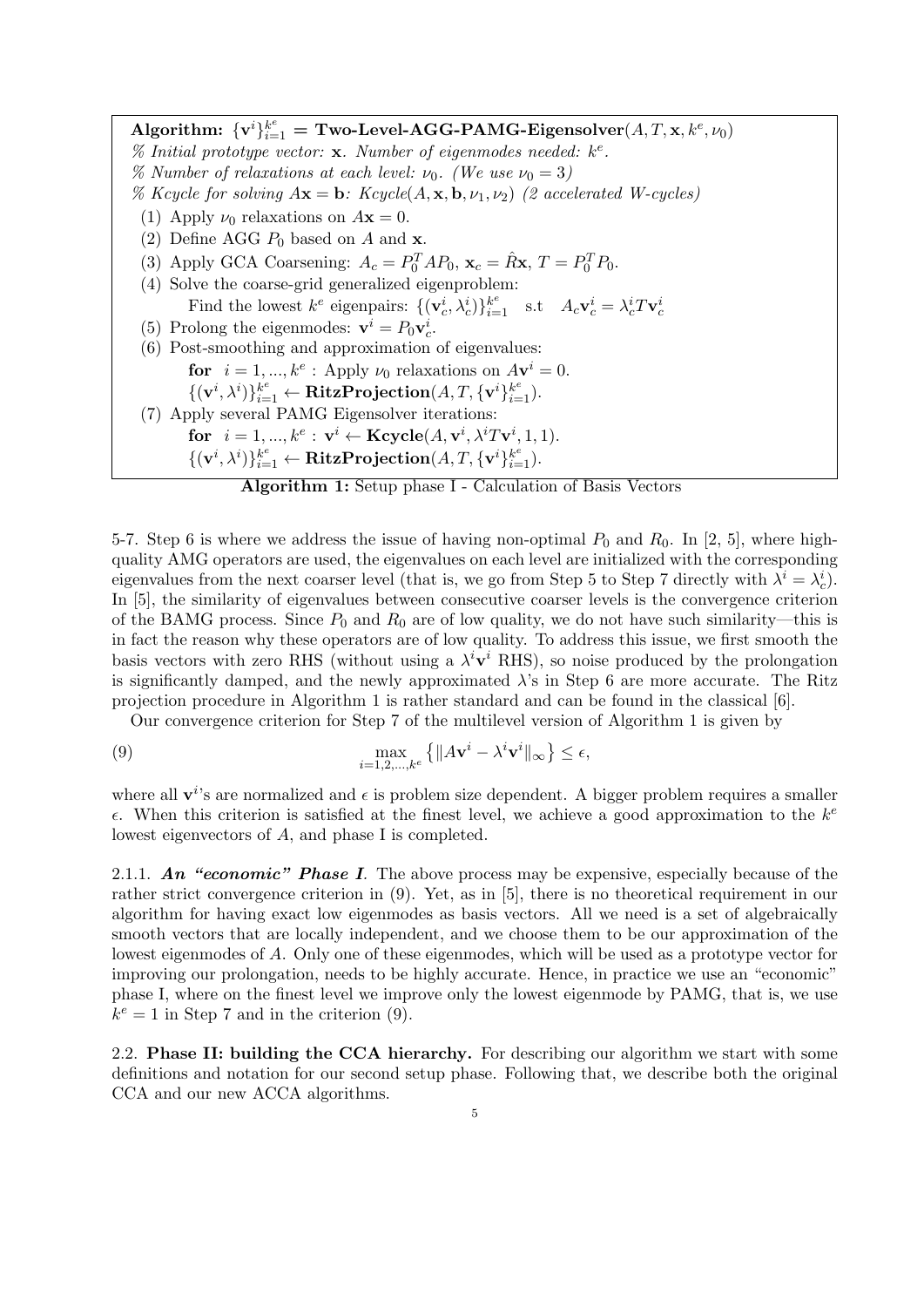**Algorithm:** $\{\mathbf{v}^i\}_{i=1}^{k^e}$ **= Two-Level-AGG-PAMG-Eigensolver**$(A, T, \mathbf{x}, k^e, \nu_0)$

*% Initial prototype vector:* $\mathbf{x}$. *Number of eigenmodes needed:* $k^e$.

*% Number of relaxations at each level:* $\nu_0$. *(We use* $\nu_0 = 3$*)*

*% Kcycle for solving* $A\mathbf{x} = \mathbf{b}$*: Kcycle*$(A, \mathbf{x}, \mathbf{b}, \nu_1, \nu_2)$ *(2 accelerated W-cycles)*

(1) Apply $\nu_0$ relaxations on $A\mathbf{x} = 0$.

(2) Define AGG $P_0$ based on $A$ and $\mathbf{x}$.

(3) Apply GCA Coarsening: $A_c = P_0^T A P_0$, $\mathbf{x}_c = \hat{R}\mathbf{x}$, $T = P_0^T P_0$.

(4) Solve the coarse-grid generalized eigenproblem:

Find the lowest $k^e$ eigenpairs: $\{(\mathbf{v}_c^i, \lambda_c^i)\}_{i=1}^{k^e}$ s.t $A_c \mathbf{v}_c^i = \lambda_c^i T \mathbf{v}_c^i$

(5) Prolong the eigenmodes: $\mathbf{v}^i = P_0 \mathbf{v}_c^i$.

(6) Post-smoothing and approximation of eigenvalues:

**for** $i = 1, ..., k^e$ : Apply $\nu_0$ relaxations on $A\mathbf{v}^i = 0$.

$\{(\mathbf{v}^i, \lambda^i)\}_{i=1}^{k^e} \leftarrow$ **RitzProjection**$(A, T, \{\mathbf{v}^i\}_{i=1}^{k^e})$.

(7) Apply several PAMG Eigensolver iterations:

**for** $i = 1, ..., k^e$ : $\mathbf{v}^i \leftarrow$ **Kcycle**$(A, \mathbf{v}^i, \lambda^i T \mathbf{v}^i, 1, 1)$.

$\{(\mathbf{v}^i, \lambda^i)\}_{i=1}^{k^e} \leftarrow$ **RitzProjection**$(A, T, \{\mathbf{v}^i\}_{i=1}^{k^e})$.

**Algorithm 1:** Setup phase I - Calculation of Basis Vectors

5-7. Step 6 is where we address the issue of having non-optimal $P_0$ and $R_0$. In [2, 5], where high-quality AMG operators are used, the eigenvalues on each level are initialized with the corresponding eigenvalues from the next coarser level (that is, we go from Step 5 to Step 7 directly with $\lambda^i = \lambda_c^i$). In [5], the similarity of eigenvalues between consecutive coarser levels is the convergence criterion of the BAMG process. Since $P_0$ and $R_0$ are of low quality, we do not have such similarity—this is in fact the reason why these operators are of low quality. To address this issue, we first smooth the basis vectors with zero RHS (without using a $\lambda^i \mathbf{v}^i$ RHS), so noise produced by the prolongation is significantly damped, and the newly approximated $\lambda$'s in Step 6 are more accurate. The Ritz projection procedure in Algorithm 1 is rather standard and can be found in the classical [6].

Our convergence criterion for Step 7 of the multilevel version of Algorithm 1 is given by

$$\max_{i=1,2,\ldots,k^e} \left\{ \|A\mathbf{v}^i - \lambda^i \mathbf{v}^i\|_\infty \right\} \leq \epsilon, \tag{9}$$

where all $\mathbf{v}^i$'s are normalized and $\epsilon$ is problem size dependent. A bigger problem requires a smaller $\epsilon$. When this criterion is satisfied at the finest level, we achieve a good approximation to the $k^e$ lowest eigenvectors of $A$, and phase I is completed.

#### 2.1.1. *An "economic" Phase I*.

The above process may be expensive, especially because of the rather strict convergence criterion in (9). Yet, as in [5], there is no theoretical requirement in our algorithm for having exact low eigenmodes as basis vectors. All we need is a set of algebraically smooth vectors that are locally independent, and we choose them to be our approximation of the lowest eigenmodes of $A$. Only one of these eigenmodes, which will be used as a prototype vector for improving our prolongation, needs to be highly accurate. Hence, in practice we use an "economic" phase I, where on the finest level we improve only the lowest eigenmode by PAMG, that is, we use $k^e = 1$ in Step 7 and in the criterion (9).

### 2.2. Phase II: building the CCA hierarchy.

For describing our algorithm we start with some definitions and notation for our second setup phase. Following that, we describe both the original CCA and our new ACCA algorithms.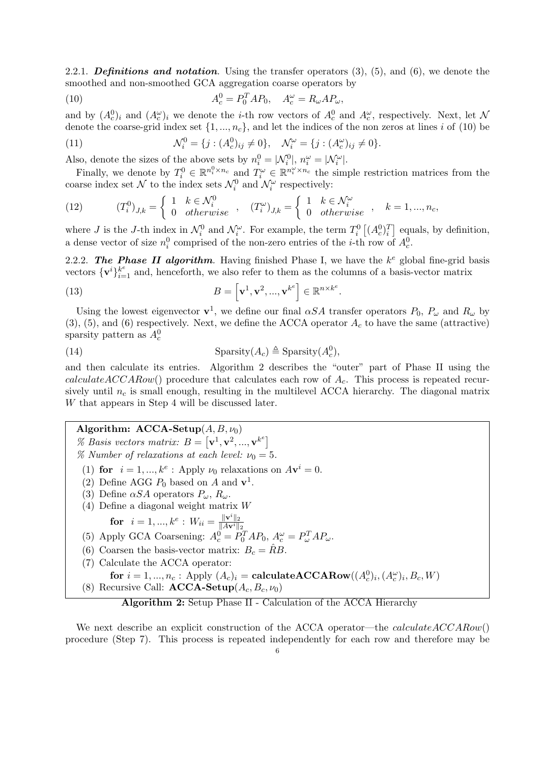2.2.1. ***Definitions and notation***. Using the transfer operators (3), (5), and (6), we denote the smoothed and non-smoothed GCA aggregation coarse operators by

$$A_c^0 = P_0^T A P_0, \quad A_c^\omega = R_\omega A P_\omega, \tag{10}$$

and by $(A_c^0)_i$ and $(A_c^\omega)_i$ we denote the $i$-th row vectors of $A_c^0$ and $A_c^\omega$, respectively. Next, let $\mathcal{N}$ denote the coarse-grid index set $\{1, ..., n_c\}$, and let the indices of the non zeros at lines $i$ of (10) be

$$\mathcal{N}_i^0 = \{j : (A_c^0)_{ij} \neq 0\}, \quad \mathcal{N}_i^\omega = \{j : (A_c^\omega)_{ij} \neq 0\}. \tag{11}$$

Also, denote the sizes of the above sets by $n_i^0 = |\mathcal{N}_i^0|$, $n_i^\omega = |\mathcal{N}_i^\omega|$.

Finally, we denote by $T_i^0 \in \mathbb{R}^{n_i^0 \times n_c}$ and $T_i^\omega \in \mathbb{R}^{n_i^\omega \times n_c}$ the simple restriction matrices from the coarse index set $\mathcal{N}$ to the index sets $\mathcal{N}_i^0$ and $\mathcal{N}_i^\omega$ respectively:

$$(T_i^0)_{J,k} = \begin{cases} 1 & k \in \mathcal{N}_i^0 \\ 0 & otherwise \end{cases}, \quad (T_i^\omega)_{J,k} = \begin{cases} 1 & k \in \mathcal{N}_i^\omega \\ 0 & otherwise \end{cases}, \quad k = 1, ..., n_c, \tag{12}$$

where $J$ is the $J$-th index in $\mathcal{N}_i^0$ and $\mathcal{N}_i^\omega$. For example, the term $T_i^0 \left[(A_c^0)_i^T\right]$ equals, by definition, a dense vector of size $n_i^0$ comprised of the non-zero entries of the $i$-th row of $A_c^0$.

2.2.2. ***The Phase II algorithm***. Having finished Phase I, we have the $k^e$ global fine-grid basis vectors $\{\mathbf{v}^i\}_{i=1}^{k^e}$ and, henceforth, we also refer to them as the columns of a basis-vector matrix

$$B = \left[\mathbf{v}^1, \mathbf{v}^2, ..., \mathbf{v}^{k^e}\right] \in \mathbb{R}^{n \times k^e}. \tag{13}$$

Using the lowest eigenvector $\mathbf{v}^1$, we define our final $\alpha SA$ transfer operators $P_0$, $P_\omega$ and $R_\omega$ by (3), (5), and (6) respectively. Next, we define the ACCA operator $A_c$ to have the same (attractive) sparsity pattern as $A_c^0$

$$\text{Sparsity}(A_c) \triangleq \text{Sparsity}(A_c^0), \tag{14}$$

and then calculate its entries. Algorithm 2 describes the "outer" part of Phase II using the *calculateACCARow*() procedure that calculates each row of $A_c$. This process is repeated recursively until $n_c$ is small enough, resulting in the multilevel ACCA hierarchy. The diagonal matrix $W$ that appears in Step 4 will be discussed later.

**Algorithm: ACCA-Setup**$(A, B, \nu_0)$
*% Basis vectors matrix:* $B = \left[\mathbf{v}^1, \mathbf{v}^2, ..., \mathbf{v}^{k^e}\right]$
*% Number of relaxations at each level:* $\nu_0 = 5$.

1. **for** $i = 1, ..., k^e$ : Apply $\nu_0$ relaxations on $A\mathbf{v}^i = 0$.
2. Define AGG $P_0$ based on $A$ and $\mathbf{v}^1$.
3. Define $\alpha SA$ operators $P_\omega$, $R_\omega$.
4. Define a diagonal weight matrix $W$
   **for** $i = 1, ..., k^e$ : $W_{ii} = \frac{\|\mathbf{v}^i\|_2}{\|A\mathbf{v}^i\|_2}$
5. Apply GCA Coarsening: $A_c^0 = P_0^T A P_0$, $A_c^\omega = P_\omega^T A P_\omega$.
6. Coarsen the basis-vector matrix: $B_c = \hat{R} B$.
7. Calculate the ACCA operator:
   **for** $i = 1, ..., n_c$ : Apply $(A_c)_i =$ **calculateACCARow**$((A_c^0)_i, (A_c^\omega)_i, B_c, W)$
8. Recursive Call: **ACCA-Setup**$(A_c, B_c, \nu_0)$

**Algorithm 2:** Setup Phase II - Calculation of the ACCA Hierarchy

We next describe an explicit construction of the ACCA operator—the *calculateACCARow*() procedure (Step 7). This process is repeated independently for each row and therefore may be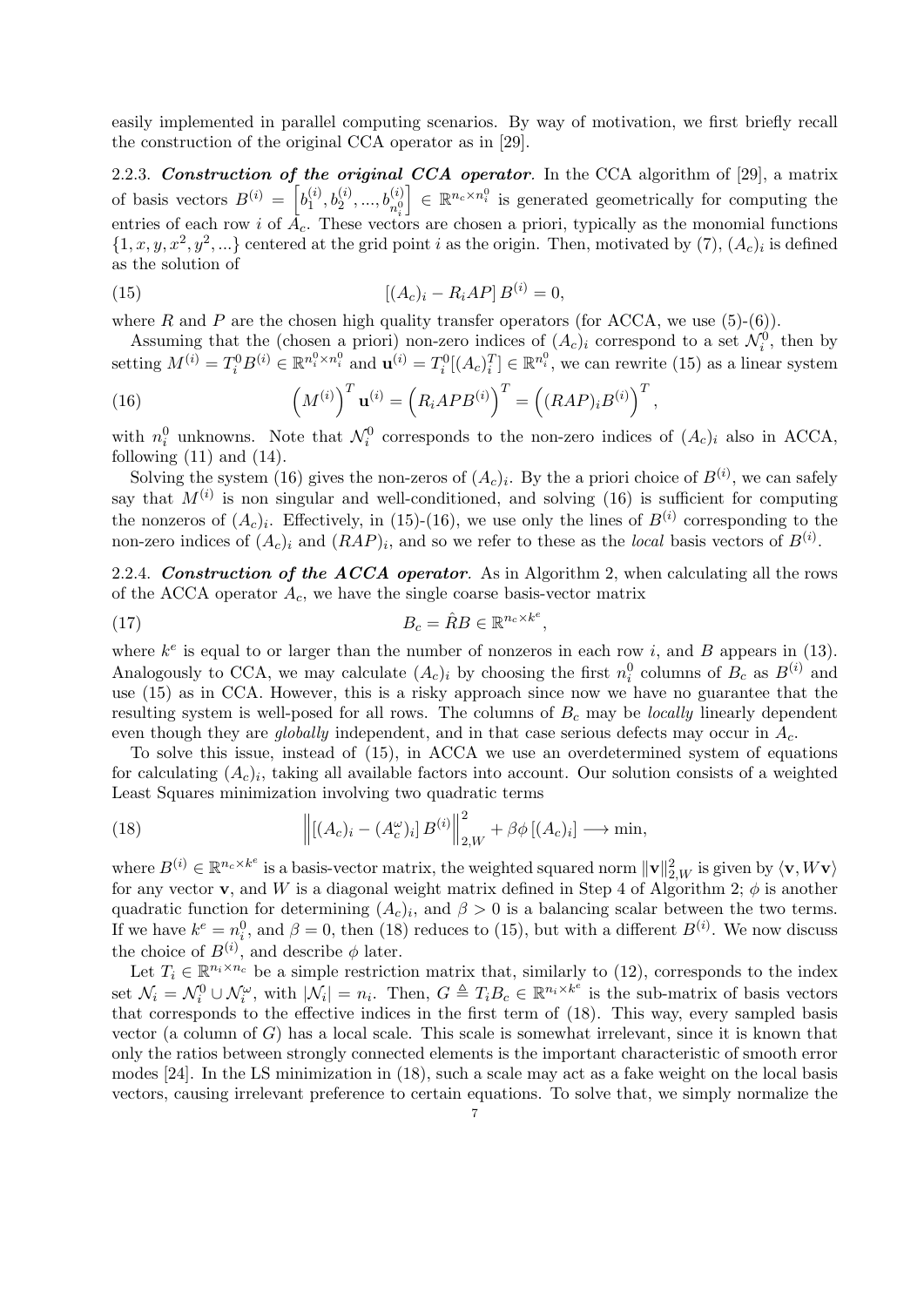easily implemented in parallel computing scenarios. By way of motivation, we first briefly recall the construction of the original CCA operator as in [29].

2.2.3. ***Construction of the original CCA operator***. In the CCA algorithm of [29], a matrix of basis vectors $B^{(i)} = \left[b_1^{(i)}, b_2^{(i)}, ..., b_{n_i^0}^{(i)}\right] \in \mathbb{R}^{n_c \times n_i^0}$ is generated geometrically for computing the entries of each row $i$ of $A_c$. These vectors are chosen a priori, typically as the monomial functions $\{1, x, y, x^2, y^2, ...\}$ centered at the grid point $i$ as the origin. Then, motivated by (7), $(A_c)_i$ is defined as the solution of

$$[(A_c)_i - R_i AP]\, B^{(i)} = 0, \tag{15}$$

where $R$ and $P$ are the chosen high quality transfer operators (for ACCA, we use (5)-(6)).

Assuming that the (chosen a priori) non-zero indices of $(A_c)_i$ correspond to a set $\mathcal{N}_i^0$, then by setting $M^{(i)} = T_i^0 B^{(i)} \in \mathbb{R}^{n_i^0 \times n_i^0}$ and $\mathbf{u}^{(i)} = T_i^0[(A_c)_i^T] \in \mathbb{R}^{n_i^0}$, we can rewrite (15) as a linear system

$$\left(M^{(i)}\right)^T \mathbf{u}^{(i)} = \left(R_i APB^{(i)}\right)^T = \left((RAP)_i B^{(i)}\right)^T, \tag{16}$$

with $n_i^0$ unknowns. Note that $\mathcal{N}_i^0$ corresponds to the non-zero indices of $(A_c)_i$ also in ACCA, following (11) and (14).

Solving the system (16) gives the non-zeros of $(A_c)_i$. By the a priori choice of $B^{(i)}$, we can safely say that $M^{(i)}$ is non singular and well-conditioned, and solving (16) is sufficient for computing the nonzeros of $(A_c)_i$. Effectively, in (15)-(16), we use only the lines of $B^{(i)}$ corresponding to the non-zero indices of $(A_c)_i$ and $(RAP)_i$, and so we refer to these as the *local* basis vectors of $B^{(i)}$.

2.2.4. ***Construction of the ACCA operator***. As in Algorithm 2, when calculating all the rows of the ACCA operator $A_c$, we have the single coarse basis-vector matrix

$$B_c = \hat{R}B \in \mathbb{R}^{n_c \times k^e}, \tag{17}$$

where $k^e$ is equal to or larger than the number of nonzeros in each row $i$, and $B$ appears in (13). Analogously to CCA, we may calculate $(A_c)_i$ by choosing the first $n_i^0$ columns of $B_c$ as $B^{(i)}$ and use (15) as in CCA. However, this is a risky approach since now we have no guarantee that the resulting system is well-posed for all rows. The columns of $B_c$ may be *locally* linearly dependent even though they are *globally* independent, and in that case serious defects may occur in $A_c$.

To solve this issue, instead of (15), in ACCA we use an overdetermined system of equations for calculating $(A_c)_i$, taking all available factors into account. Our solution consists of a weighted Least Squares minimization involving two quadratic terms

$$\left\| [(A_c)_i - (A_c^\omega)_i]\, B^{(i)} \right\|_{2,W}^2 + \beta\phi\,[(A_c)_i] \longrightarrow \min, \tag{18}$$

where $B^{(i)} \in \mathbb{R}^{n_c \times k^e}$ is a basis-vector matrix, the weighted squared norm $\|\mathbf{v}\|_{2,W}^2$ is given by $\langle \mathbf{v}, W\mathbf{v}\rangle$ for any vector $\mathbf{v}$, and $W$ is a diagonal weight matrix defined in Step 4 of Algorithm 2; $\phi$ is another quadratic function for determining $(A_c)_i$, and $\beta > 0$ is a balancing scalar between the two terms. If we have $k^e = n_i^0$, and $\beta = 0$, then (18) reduces to (15), but with a different $B^{(i)}$. We now discuss the choice of $B^{(i)}$, and describe $\phi$ later.

Let $T_i \in \mathbb{R}^{n_i \times n_c}$ be a simple restriction matrix that, similarly to (12), corresponds to the index set $\mathcal{N}_i = \mathcal{N}_i^0 \cup \mathcal{N}_i^\omega$, with $|\mathcal{N}_i| = n_i$. Then, $G \triangleq T_i B_c \in \mathbb{R}^{n_i \times k^e}$ is the sub-matrix of basis vectors that corresponds to the effective indices in the first term of (18). This way, every sampled basis vector (a column of $G$) has a local scale. This scale is somewhat irrelevant, since it is known that only the ratios between strongly connected elements is the important characteristic of smooth error modes [24]. In the LS minimization in (18), such a scale may act as a fake weight on the local basis vectors, causing irrelevant preference to certain equations. To solve that, we simply normalize the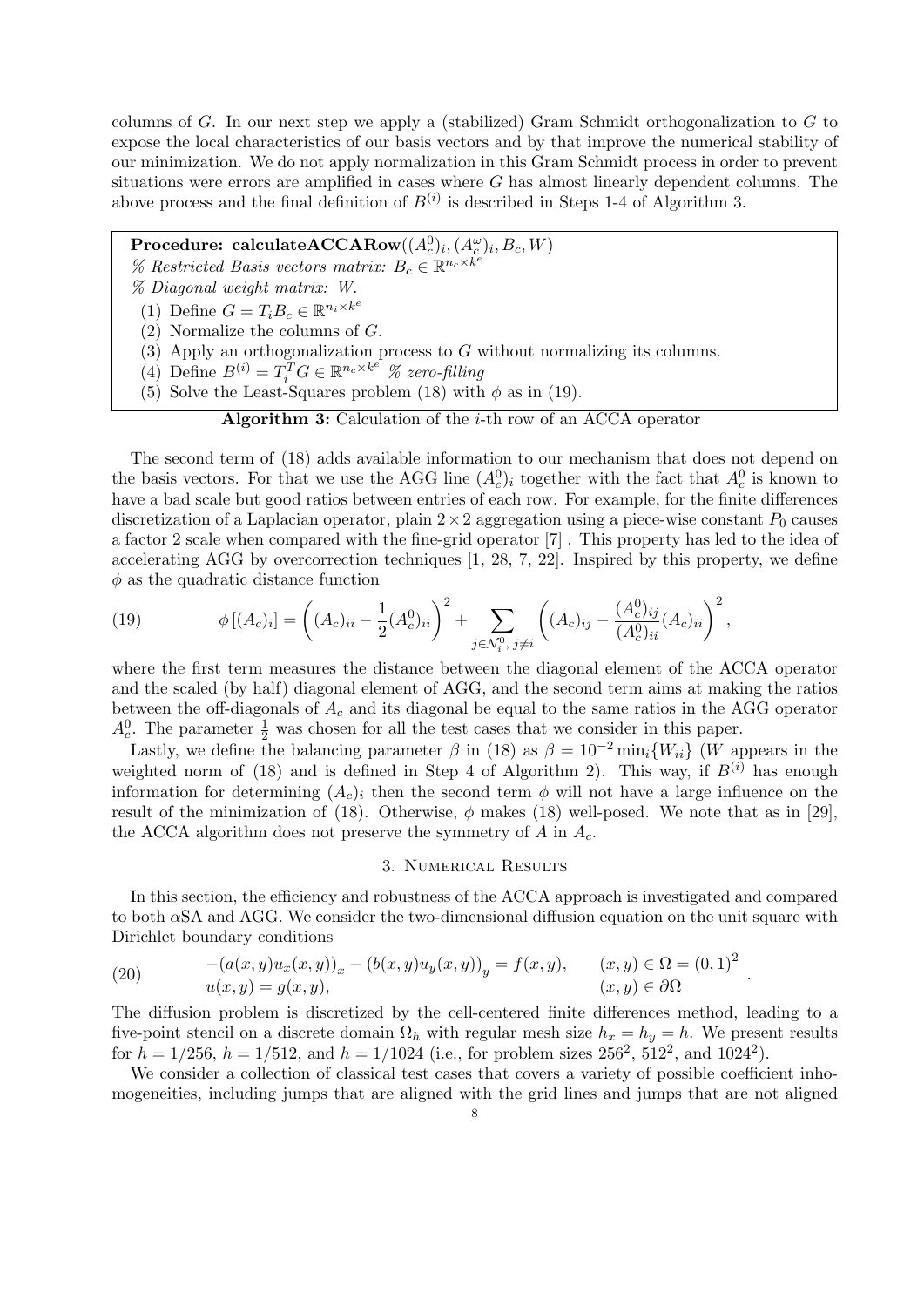columns of $G$. In our next step we apply a (stabilized) Gram Schmidt orthogonalization to $G$ to expose the local characteristics of our basis vectors and by that improve the numerical stability of our minimization. We do not apply normalization in this Gram Schmidt process in order to prevent situations were errors are amplified in cases where $G$ has almost linearly dependent columns. The above process and the final definition of $B^{(i)}$ is described in Steps 1-4 of Algorithm 3.

**Procedure: calculateACCARow**$((A_c^0)_i, (A_c^\omega)_i, B_c, W)$
*% Restricted Basis vectors matrix:* $B_c \in \mathbb{R}^{n_c \times k^e}$
*% Diagonal weight matrix:* $W$.

(1) Define $G = T_i B_c \in \mathbb{R}^{n_i \times k^e}$
(2) Normalize the columns of $G$.
(3) Apply an orthogonalization process to $G$ without normalizing its columns.
(4) Define $B^{(i)} = T_i^T G \in \mathbb{R}^{n_c \times k^e}$ *% zero-filling*
(5) Solve the Least-Squares problem (18) with $\phi$ as in (19).

**Algorithm 3:** Calculation of the $i$-th row of an ACCA operator

The second term of (18) adds available information to our mechanism that does not depend on the basis vectors. For that we use the AGG line $(A_c^0)_i$ together with the fact that $A_c^0$ is known to have a bad scale but good ratios between entries of each row. For example, for the finite differences discretization of a Laplacian operator, plain $2 \times 2$ aggregation using a piece-wise constant $P_0$ causes a factor 2 scale when compared with the fine-grid operator [7] . This property has led to the idea of accelerating AGG by overcorrection techniques [1, 28, 7, 22]. Inspired by this property, we define $\phi$ as the quadratic distance function

$$\phi\left[(A_c)_i\right] = \left((A_c)_{ii} - \frac{1}{2}(A_c^0)_{ii}\right)^2 + \sum_{j \in \mathcal{N}_i^0,\, j \neq i} \left((A_c)_{ij} - \frac{(A_c^0)_{ij}}{(A_c^0)_{ii}}(A_c)_{ii}\right)^2, \tag{19}$$

where the first term measures the distance between the diagonal element of the ACCA operator and the scaled (by half) diagonal element of AGG, and the second term aims at making the ratios between the off-diagonals of $A_c$ and its diagonal be equal to the same ratios in the AGG operator $A_c^0$. The parameter $\frac{1}{2}$ was chosen for all the test cases that we consider in this paper.

Lastly, we define the balancing parameter $\beta$ in (18) as $\beta = 10^{-2} \min_i\{W_{ii}\}$ ($W$ appears in the weighted norm of (18) and is defined in Step 4 of Algorithm 2). This way, if $B^{(i)}$ has enough information for determining $(A_c)_i$ then the second term $\phi$ will not have a large influence on the result of the minimization of (18). Otherwise, $\phi$ makes (18) well-posed. We note that as in [29], the ACCA algorithm does not preserve the symmetry of $A$ in $A_c$.

## 3. Numerical Results

In this section, the efficiency and robustness of the ACCA approach is investigated and compared to both $\alpha$SA and AGG. We consider the two-dimensional diffusion equation on the unit square with Dirichlet boundary conditions

$$\begin{array}{ll} -\left(a(x,y)u_x(x,y)\right)_x - \left(b(x,y)u_y(x,y)\right)_y = f(x,y), & (x,y) \in \Omega = (0,1)^2 \\ u(x,y) = g(x,y), & (x,y) \in \partial\Omega \end{array}. \tag{20}$$

The diffusion problem is discretized by the cell-centered finite differences method, leading to a five-point stencil on a discrete domain $\Omega_h$ with regular mesh size $h_x = h_y = h$. We present results for $h = 1/256$, $h = 1/512$, and $h = 1/1024$ (i.e., for problem sizes $256^2$, $512^2$, and $1024^2$).

We consider a collection of classical test cases that covers a variety of possible coefficient inhomogeneities, including jumps that are aligned with the grid lines and jumps that are not aligned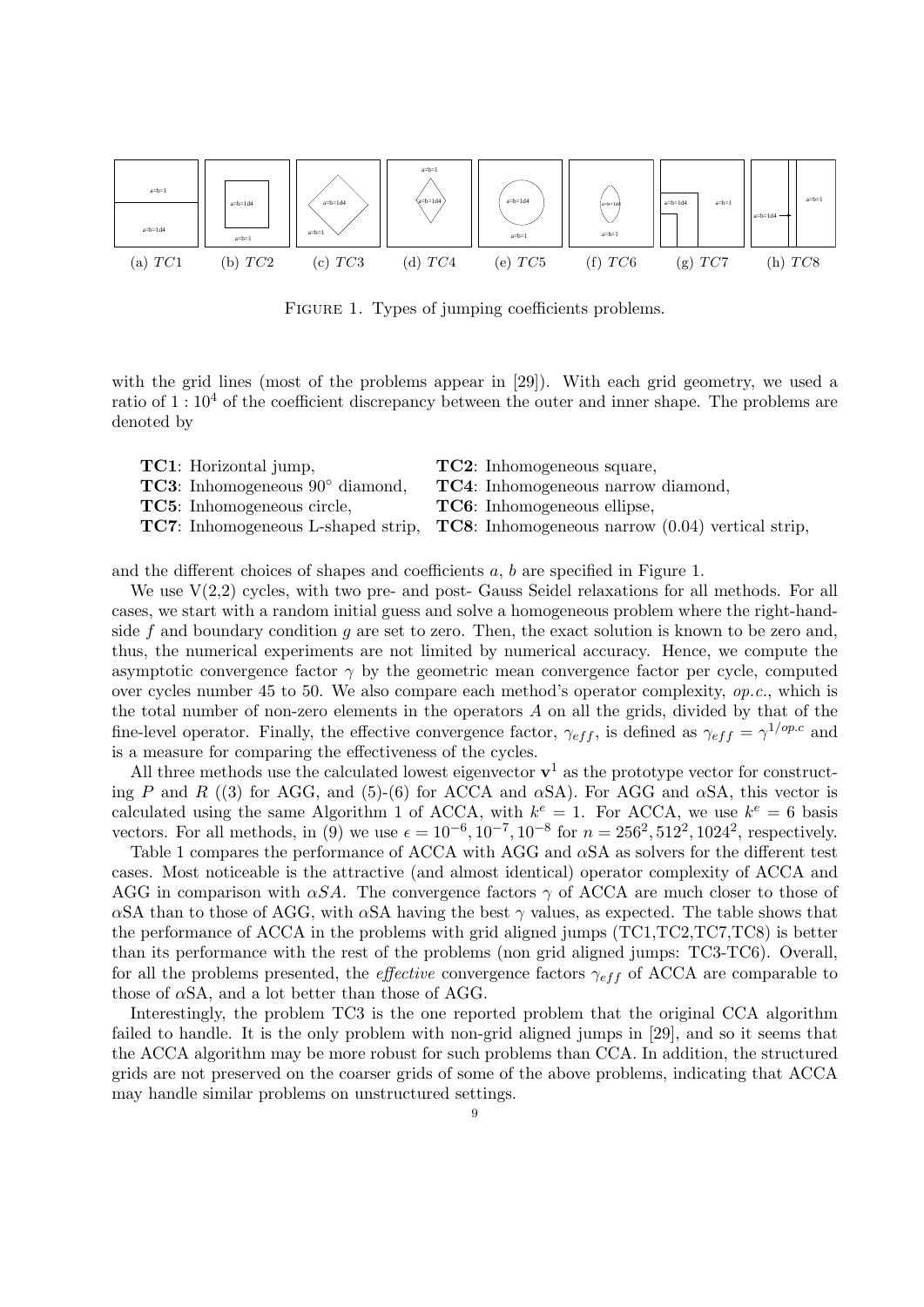FIGURE 1. Types of jumping coefficients problems.

with the grid lines (most of the problems appear in [29]). With each grid geometry, we used a ratio of $1 : 10^4$ of the coefficient discrepancy between the outer and inner shape. The problems are denoted by

**TC1**: Horizontal jump,
**TC2**: Inhomogeneous square,
**TC3**: Inhomogeneous 90° diamond,
**TC4**: Inhomogeneous narrow diamond,
**TC5**: Inhomogeneous circle,
**TC6**: Inhomogeneous ellipse,
**TC7**: Inhomogeneous L-shaped strip,
**TC8**: Inhomogeneous narrow (0.04) vertical strip,

and the different choices of shapes and coefficients $a$, $b$ are specified in Figure 1.

We use V(2,2) cycles, with two pre- and post- Gauss Seidel relaxations for all methods. For all cases, we start with a random initial guess and solve a homogeneous problem where the right-hand-side $f$ and boundary condition $g$ are set to zero. Then, the exact solution is known to be zero and, thus, the numerical experiments are not limited by numerical accuracy. Hence, we compute the asymptotic convergence factor $\gamma$ by the geometric mean convergence factor per cycle, computed over cycles number 45 to 50. We also compare each method's operator complexity, *op.c.*, which is the total number of non-zero elements in the operators $A$ on all the grids, divided by that of the fine-level operator. Finally, the effective convergence factor, $\gamma_{eff}$, is defined as $\gamma_{eff} = \gamma^{1/op.c}$ and is a measure for comparing the effectiveness of the cycles.

All three methods use the calculated lowest eigenvector $\mathbf{v}^1$ as the prototype vector for constructing $P$ and $R$ ((3) for AGG, and (5)-(6) for ACCA and $\alpha$SA). For AGG and $\alpha$SA, this vector is calculated using the same Algorithm 1 of ACCA, with $k^e = 1$. For ACCA, we use $k^e = 6$ basis vectors. For all methods, in (9) we use $\epsilon = 10^{-6}, 10^{-7}, 10^{-8}$ for $n = 256^2, 512^2, 1024^2$, respectively.

Table 1 compares the performance of ACCA with AGG and $\alpha$SA as solvers for the different test cases. Most noticeable is the attractive (and almost identical) operator complexity of ACCA and AGG in comparison with $\alpha SA$. The convergence factors $\gamma$ of ACCA are much closer to those of $\alpha$SA than to those of AGG, with $\alpha$SA having the best $\gamma$ values, as expected. The table shows that the performance of ACCA in the problems with grid aligned jumps (TC1,TC2,TC7,TC8) is better than its performance with the rest of the problems (non grid aligned jumps: TC3-TC6). Overall, for all the problems presented, the *effective* convergence factors $\gamma_{eff}$ of ACCA are comparable to those of $\alpha$SA, and a lot better than those of AGG.

Interestingly, the problem TC3 is the one reported problem that the original CCA algorithm failed to handle. It is the only problem with non-grid aligned jumps in [29], and so it seems that the ACCA algorithm may be more robust for such problems than CCA. In addition, the structured grids are not preserved on the coarser grids of some of the above problems, indicating that ACCA may handle similar problems on unstructured settings.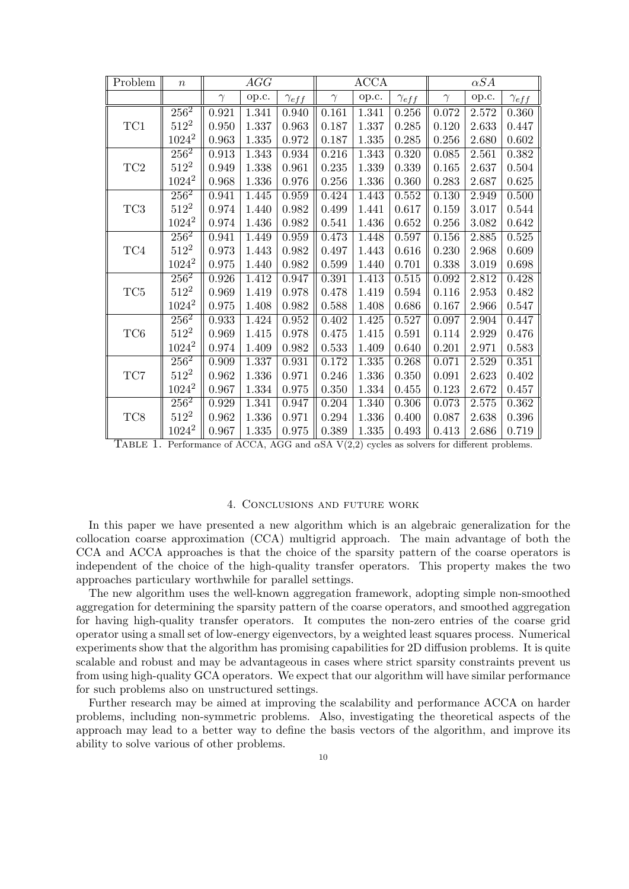| Problem | $n$ | $AGG$ | | | ACCA | | | $\alpha SA$ | | |
|---|---|---|---|---|---|---|---|---|---|---|
| | | $\gamma$ | op.c. | $\gamma_{eff}$ | $\gamma$ | op.c. | $\gamma_{eff}$ | $\gamma$ | op.c. | $\gamma_{eff}$ |
| TC1 | $256^2$ | 0.921 | 1.341 | 0.940 | 0.161 | 1.341 | 0.256 | 0.072 | 2.572 | 0.360 |
| | $512^2$ | 0.950 | 1.337 | 0.963 | 0.187 | 1.337 | 0.285 | 0.120 | 2.633 | 0.447 |
| | $1024^2$ | 0.963 | 1.335 | 0.972 | 0.187 | 1.335 | 0.285 | 0.256 | 2.680 | 0.602 |
| TC2 | $256^2$ | 0.913 | 1.343 | 0.934 | 0.216 | 1.343 | 0.320 | 0.085 | 2.561 | 0.382 |
| | $512^2$ | 0.949 | 1.338 | 0.961 | 0.235 | 1.339 | 0.339 | 0.165 | 2.637 | 0.504 |
| | $1024^2$ | 0.968 | 1.336 | 0.976 | 0.256 | 1.336 | 0.360 | 0.283 | 2.687 | 0.625 |
| TC3 | $256^2$ | 0.941 | 1.445 | 0.959 | 0.424 | 1.443 | 0.552 | 0.130 | 2.949 | 0.500 |
| | $512^2$ | 0.974 | 1.440 | 0.982 | 0.499 | 1.441 | 0.617 | 0.159 | 3.017 | 0.544 |
| | $1024^2$ | 0.974 | 1.436 | 0.982 | 0.541 | 1.436 | 0.652 | 0.256 | 3.082 | 0.642 |
| TC4 | $256^2$ | 0.941 | 1.449 | 0.959 | 0.473 | 1.448 | 0.597 | 0.156 | 2.885 | 0.525 |
| | $512^2$ | 0.973 | 1.443 | 0.982 | 0.497 | 1.443 | 0.616 | 0.230 | 2.968 | 0.609 |
| | $1024^2$ | 0.975 | 1.440 | 0.982 | 0.599 | 1.440 | 0.701 | 0.338 | 3.019 | 0.698 |
| TC5 | $256^2$ | 0.926 | 1.412 | 0.947 | 0.391 | 1.413 | 0.515 | 0.092 | 2.812 | 0.428 |
| | $512^2$ | 0.969 | 1.419 | 0.978 | 0.478 | 1.419 | 0.594 | 0.116 | 2.953 | 0.482 |
| | $1024^2$ | 0.975 | 1.408 | 0.982 | 0.588 | 1.408 | 0.686 | 0.167 | 2.966 | 0.547 |
| TC6 | $256^2$ | 0.933 | 1.424 | 0.952 | 0.402 | 1.425 | 0.527 | 0.097 | 2.904 | 0.447 |
| | $512^2$ | 0.969 | 1.415 | 0.978 | 0.475 | 1.415 | 0.591 | 0.114 | 2.929 | 0.476 |
| | $1024^2$ | 0.974 | 1.409 | 0.982 | 0.533 | 1.409 | 0.640 | 0.201 | 2.971 | 0.583 |
| TC7 | $256^2$ | 0.909 | 1.337 | 0.931 | 0.172 | 1.335 | 0.268 | 0.071 | 2.529 | 0.351 |
| | $512^2$ | 0.962 | 1.336 | 0.971 | 0.246 | 1.336 | 0.350 | 0.091 | 2.623 | 0.402 |
| | $1024^2$ | 0.967 | 1.334 | 0.975 | 0.350 | 1.334 | 0.455 | 0.123 | 2.672 | 0.457 |
| TC8 | $256^2$ | 0.929 | 1.341 | 0.947 | 0.204 | 1.340 | 0.306 | 0.073 | 2.575 | 0.362 |
| | $512^2$ | 0.962 | 1.336 | 0.971 | 0.294 | 1.336 | 0.400 | 0.087 | 2.638 | 0.396 |
| | $1024^2$ | 0.967 | 1.335 | 0.975 | 0.389 | 1.335 | 0.493 | 0.413 | 2.686 | 0.719 |

TABLE 1. Performance of ACCA, AGG and $\alpha$SA V(2,2) cycles as solvers for different problems.

## 4. Conclusions and future work

In this paper we have presented a new algorithm which is an algebraic generalization for the collocation coarse approximation (CCA) multigrid approach. The main advantage of both the CCA and ACCA approaches is that the choice of the sparsity pattern of the coarse operators is independent of the choice of the high-quality transfer operators. This property makes the two approaches particulary worthwhile for parallel settings.

The new algorithm uses the well-known aggregation framework, adopting simple non-smoothed aggregation for determining the sparsity pattern of the coarse operators, and smoothed aggregation for having high-quality transfer operators. It computes the non-zero entries of the coarse grid operator using a small set of low-energy eigenvectors, by a weighted least squares process. Numerical experiments show that the algorithm has promising capabilities for 2D diffusion problems. It is quite scalable and robust and may be advantageous in cases where strict sparsity constraints prevent us from using high-quality GCA operators. We expect that our algorithm will have similar performance for such problems also on unstructured settings.

Further research may be aimed at improving the scalability and performance ACCA on harder problems, including non-symmetric problems. Also, investigating the theoretical aspects of the approach may lead to a better way to define the basis vectors of the algorithm, and improve its ability to solve various of other problems.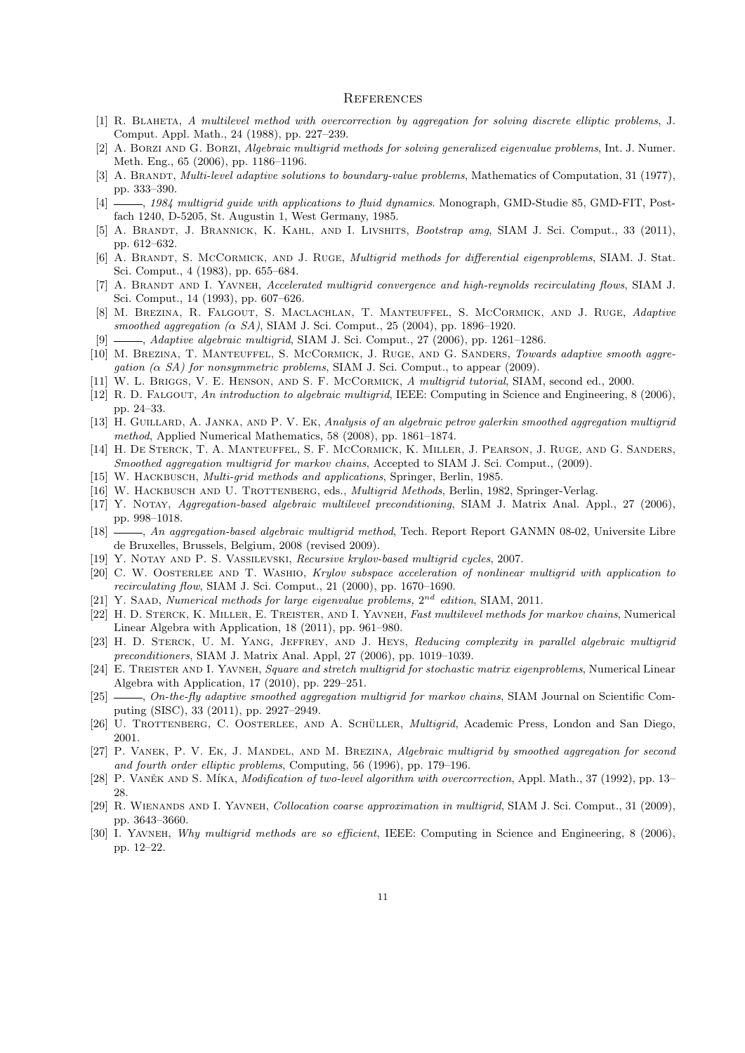# References

[1] R. Blaheta, *A multilevel method with overcorrection by aggregation for solving discrete elliptic problems*, J. Comput. Appl. Math., 24 (1988), pp. 227–239.

[2] A. Borzi and G. Borzi, *Algebraic multigrid methods for solving generalized eigenvalue problems*, Int. J. Numer. Meth. Eng., 65 (2006), pp. 1186–1196.

[3] A. Brandt, *Multi-level adaptive solutions to boundary-value problems*, Mathematics of Computation, 31 (1977), pp. 333–390.

[4] ———, *1984 multigrid guide with applications to fluid dynamics*. Monograph, GMD-Studie 85, GMD-FIT, Postfach 1240, D-5205, St. Augustin 1, West Germany, 1985.

[5] A. Brandt, J. Brannick, K. Kahl, and I. Livshits, *Bootstrap amg*, SIAM J. Sci. Comput., 33 (2011), pp. 612–632.

[6] A. Brandt, S. McCormick, and J. Ruge, *Multigrid methods for differential eigenproblems*, SIAM. J. Stat. Sci. Comput., 4 (1983), pp. 655–684.

[7] A. Brandt and I. Yavneh, *Accelerated multigrid convergence and high-reynolds recirculating flows*, SIAM J. Sci. Comput., 14 (1993), pp. 607–626.

[8] M. Brezina, R. Falgout, S. MacLachlan, T. Manteuffel, S. McCormick, and J. Ruge, *Adaptive smoothed aggregation ($\alpha$ SA)*, SIAM J. Sci. Comput., 25 (2004), pp. 1896–1920.

[9] ———, *Adaptive algebraic multigrid*, SIAM J. Sci. Comput., 27 (2006), pp. 1261–1286.

[10] M. Brezina, T. Manteuffel, S. McCormick, J. Ruge, and G. Sanders, *Towards adaptive smooth aggregation ($\alpha$ SA) for nonsymmetric problems*, SIAM J. Sci. Comput., to appear (2009).

[11] W. L. Briggs, V. E. Henson, and S. F. McCormick, *A multigrid tutorial*, SIAM, second ed., 2000.

[12] R. D. Falgout, *An introduction to algebraic multigrid*, IEEE: Computing in Science and Engineering, 8 (2006), pp. 24–33.

[13] H. Guillard, A. Janka, and P. V. Ek, *Analysis of an algebraic petrov galerkin smoothed aggregation multigrid method*, Applied Numerical Mathematics, 58 (2008), pp. 1861–1874.

[14] H. De Sterck, T. A. Manteuffel, S. F. McCormick, K. Miller, J. Pearson, J. Ruge, and G. Sanders, *Smoothed aggregation multigrid for markov chains*, Accepted to SIAM J. Sci. Comput., (2009).

[15] W. Hackbusch, *Multi-grid methods and applications*, Springer, Berlin, 1985.

[16] W. Hackbusch and U. Trottenberg, eds., *Multigrid Methods*, Berlin, 1982, Springer-Verlag.

[17] Y. Notay, *Aggregation-based algebraic multilevel preconditioning*, SIAM J. Matrix Anal. Appl., 27 (2006), pp. 998–1018.

[18] ———, *An aggregation-based algebraic multigrid method*, Tech. Report Report GANMN 08-02, Universite Libre de Bruxelles, Brussels, Belgium, 2008 (revised 2009).

[19] Y. Notay and P. S. Vassilevski, *Recursive krylov-based multigrid cycles*, 2007.

[20] C. W. Oosterlee and T. Washio, *Krylov subspace acceleration of nonlinear multigrid with application to recirculating flow*, SIAM J. Sci. Comput., 21 (2000), pp. 1670–1690.

[21] Y. Saad, *Numerical methods for large eigenvalue problems, $2^{nd}$ edition*, SIAM, 2011.

[22] H. D. Sterck, K. Miller, E. Treister, and I. Yavneh, *Fast multilevel methods for markov chains*, Numerical Linear Algebra with Application, 18 (2011), pp. 961–980.

[23] H. D. Sterck, U. M. Yang, Jeffrey, and J. Heys, *Reducing complexity in parallel algebraic multigrid preconditioners*, SIAM J. Matrix Anal. Appl, 27 (2006), pp. 1019–1039.

[24] E. Treister and I. Yavneh, *Square and stretch multigrid for stochastic matrix eigenproblems*, Numerical Linear Algebra with Application, 17 (2010), pp. 229–251.

[25] ———, *On-the-fly adaptive smoothed aggregation multigrid for markov chains*, SIAM Journal on Scientific Computing (SISC), 33 (2011), pp. 2927–2949.

[26] U. Trottenberg, C. Oosterlee, and A. Schüller, *Multigrid*, Academic Press, London and San Diego, 2001.

[27] P. Vanek, P. V. Ek, J. Mandel, and M. Brezina, *Algebraic multigrid by smoothed aggregation for second and fourth order elliptic problems*, Computing, 56 (1996), pp. 179–196.

[28] P. Vaněk and S. Míka, *Modification of two-level algorithm with overcorrection*, Appl. Math., 37 (1992), pp. 13–28.

[29] R. Wienands and I. Yavneh, *Collocation coarse approximation in multigrid*, SIAM J. Sci. Comput., 31 (2009), pp. 3643–3660.

[30] I. Yavneh, *Why multigrid methods are so efficient*, IEEE: Computing in Science and Engineering, 8 (2006), pp. 12–22.